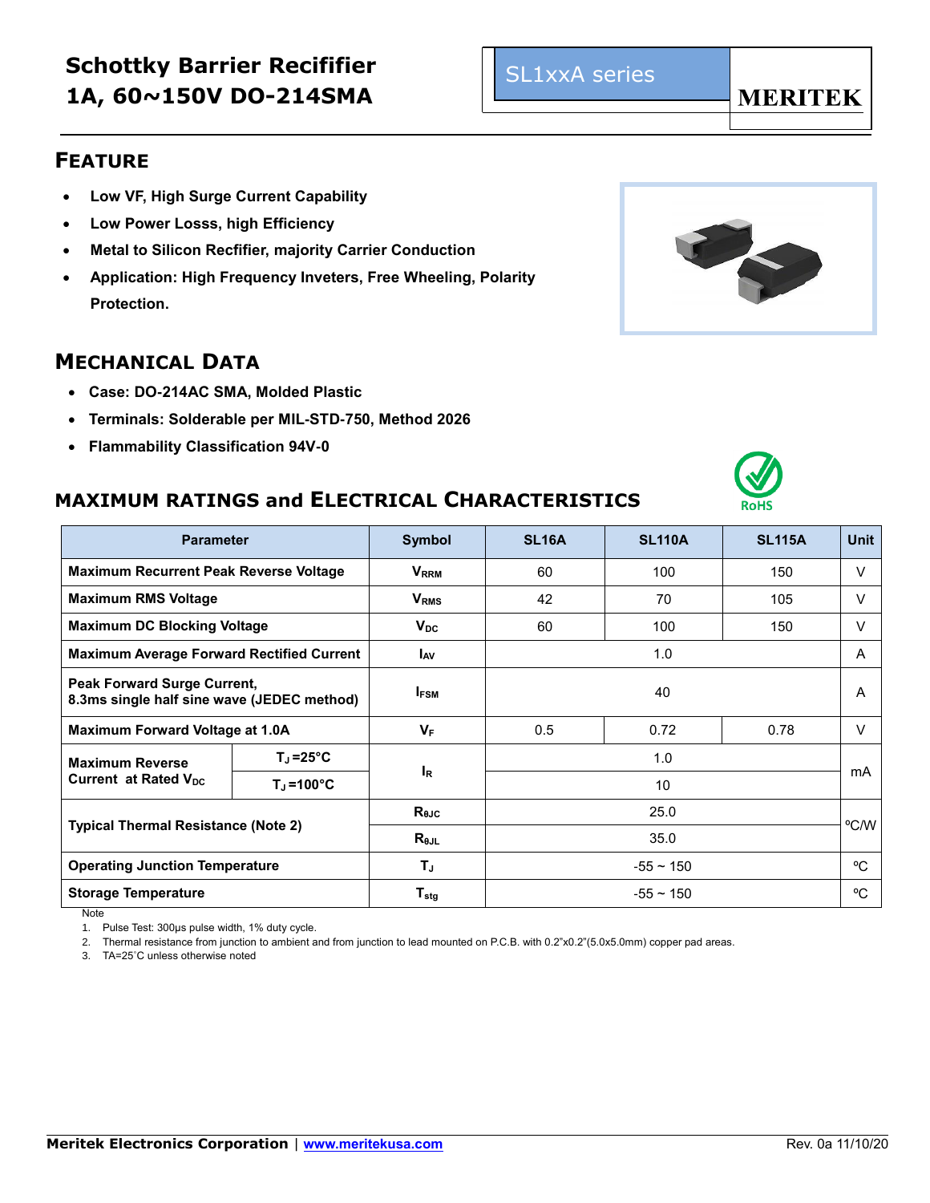# Schottky Barrier Recifiier
# 1A, 60~150V DO-214SMA

SL1xxA series

MERITEK

## FEATURE

- Low VF, High Surge Current Capability
- Low Power Losss, high Efficiency
- Metal to Silicon Recfifier, majority Carrier Conduction
- Application: High Frequency Inveters, Free Wheeling, Polarity Protection.

## MECHANICAL DATA

- Case: DO-214AC SMA, Molded Plastic
- Terminals: Solderable per MIL-STD-750, Method 2026
- Flammability Classification 94V-0

## MAXIMUM RATINGS and ELECTRICAL CHARACTERISTICS

RoHS

| Parameter | | Symbol | SL16A | SL110A | SL115A | Unit |
|---|---|---|---|---|---|---|
| Maximum Recurrent Peak Reverse Voltage | | $V_{RRM}$ | 60 | 100 | 150 | V |
| Maximum RMS Voltage | | $V_{RMS}$ | 42 | 70 | 105 | V |
| Maximum DC Blocking Voltage | | $V_{DC}$ | 60 | 100 | 150 | V |
| Maximum Average Forward Rectified Current | | $I_{AV}$ | 1.0 | | | A |
| Peak Forward Surge Current, 8.3ms single half sine wave (JEDEC method) | | $I_{FSM}$ | 40 | | | A |
| Maximum Forward Voltage at 1.0A | | $V_F$ | 0.5 | 0.72 | 0.78 | V |
| Maximum Reverse Current at Rated $V_{DC}$ | $T_J$ =25°C | $I_R$ | 1.0 | | | mA |
| | $T_J$ =100°C | | 10 | | | |
| Typical Thermal Resistance (Note 2) | | $R_{θJC}$ | 25.0 | | | ºC/W |
| | | $R_{θJL}$ | 35.0 | | | |
| Operating Junction Temperature | | $T_J$ | -55 ~ 150 | | | ºC |
| Storage Temperature | | $T_{stg}$ | -55 ~ 150 | | | ºC |

Note

1. Pulse Test: 300μs pulse width, 1% duty cycle.
2. Thermal resistance from junction to ambient and from junction to lead mounted on P.C.B. with 0.2"x0.2"(5.0x5.0mm) copper pad areas.
3. TA=25˚C unless otherwise noted

Meritek Electronics Corporation | www.meritekusa.com

Rev. 0a 11/10/20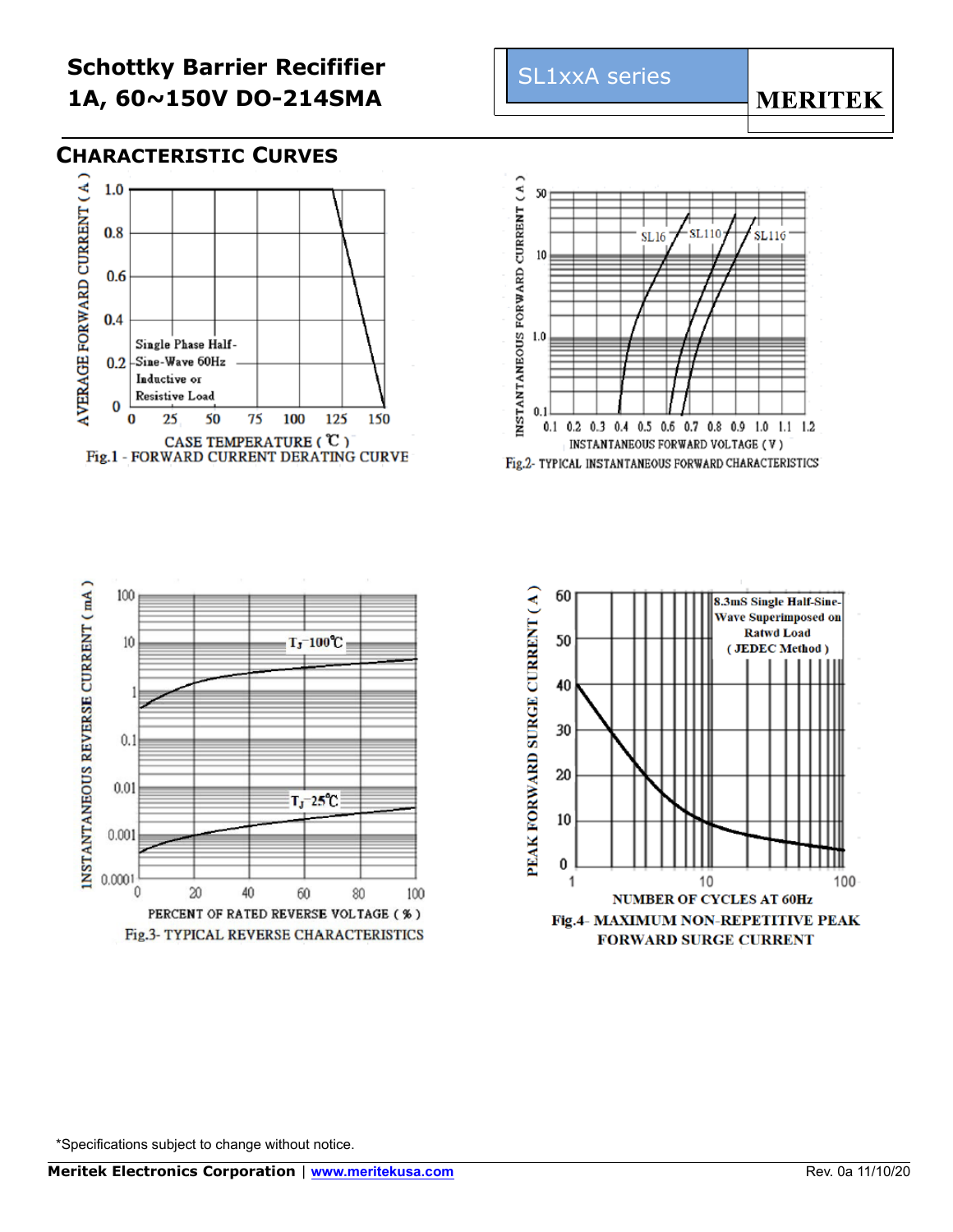## CHARACTERISTIC CURVES

AVERAGE FORWARD CURRENT ( A )

1.0
0.8
0.6
0.4
0.2
0

Single Phase Half-Sine-Wave 60Hz Inductive or Resistive Load

0 25 50 75 100 125 150

CASE TEMPERATURE ( ℃ )

Fig.1 - FORWARD CURRENT DERATING CURVE

INSTANTANEOUS FORWARD CURRENT ( A )

50
10
1.0
0.1

SL16 SL110 SL116

0.1 0.2 0.3 0.4 0.5 0.6 0.7 0.8 0.9 1.0 1.1 1.2

INSTANTANEOUS FORWARD VOLTAGE ( V )

Fig.2- TYPICAL INSTANTANEOUS FORWARD CHARACTERISTICS

INSTANTANEOUS REVERSE CURRENT ( mA )

100
10
1
0.1
0.01
0.001
0.0001

$T_J$=100℃

$T_J$=25℃

0 20 40 60 80 100

PERCENT OF RATED REVERSE VOLTAGE ( % )

Fig.3- TYPICAL REVERSE CHARACTERISTICS

PEAK FORWARD SURGE CURRENT ( A )

60
50
40
30
20
10
0

8.3mS Single Half-Sine-Wave Superimposed on Ratwd Load ( JEDEC Method )

1 10 100

NUMBER OF CYCLES AT 60Hz

Fig.4- MAXIMUM NON-REPETITIVE PEAK FORWARD SURGE CURRENT

*Specifications subject to change without notice.